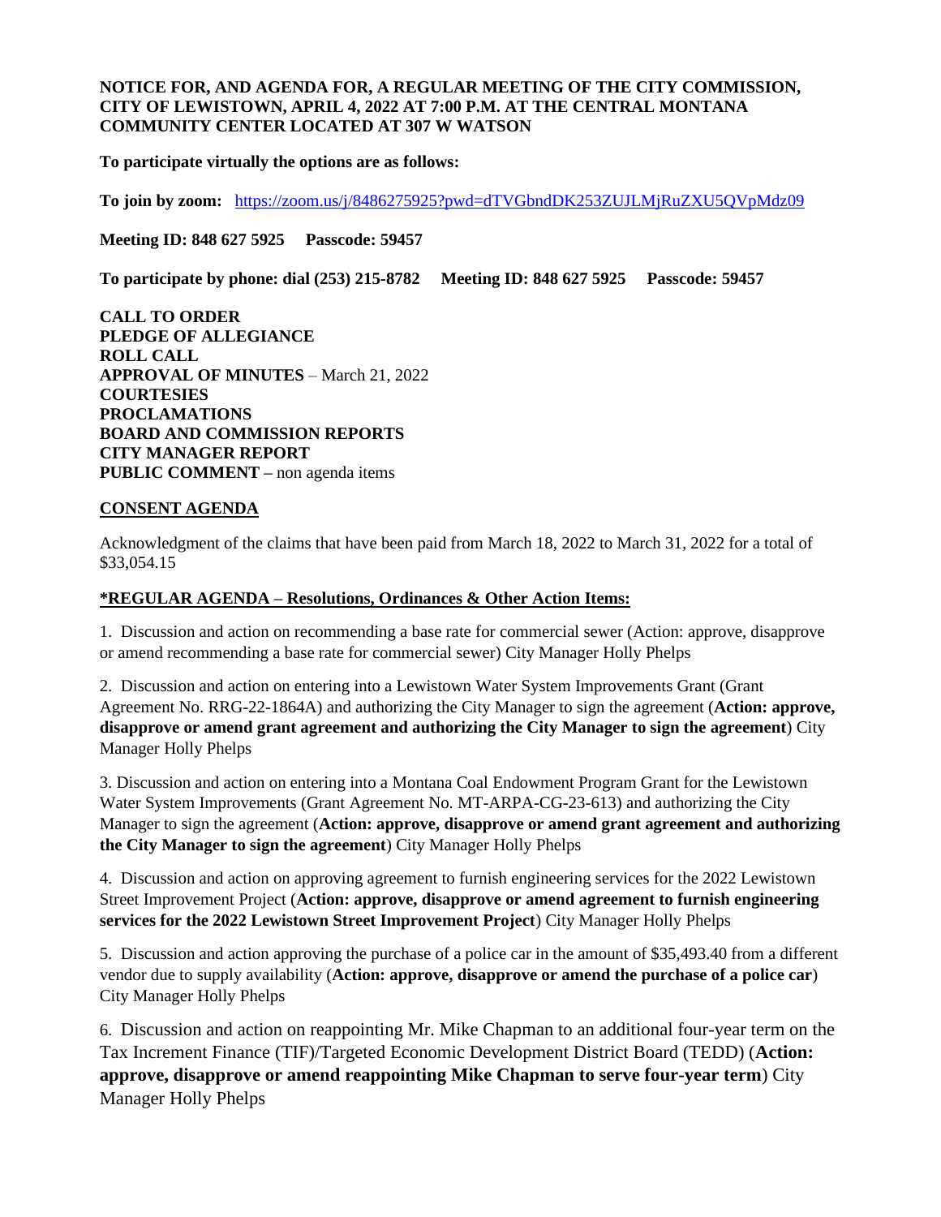**NOTICE FOR, AND AGENDA FOR, A REGULAR MEETING OF THE CITY COMMISSION, CITY OF LEWISTOWN, APRIL 4, 2022 AT 7:00 P.M. AT THE CENTRAL MONTANA COMMUNITY CENTER LOCATED AT 307 W WATSON**

**To participate virtually the options are as follows:**

**To join by zoom:** https://zoom.us/j/8486275925?pwd=dTVGbndDK253ZUJLMjRuZXU5QVpMdz09

**Meeting ID: 848 627 5925 Passcode: 59457**

**To participate by phone: dial (253) 215-8782 Meeting ID: 848 627 5925 Passcode: 59457**

**CALL TO ORDER**
**PLEDGE OF ALLEGIANCE**
**ROLL CALL**
**APPROVAL OF MINUTES** – March 21, 2022
**COURTESIES**
**PROCLAMATIONS**
**BOARD AND COMMISSION REPORTS**
**CITY MANAGER REPORT**
**PUBLIC COMMENT –** non agenda items

**CONSENT AGENDA**

Acknowledgment of the claims that have been paid from March 18, 2022 to March 31, 2022 for a total of $33,054.15

**\*REGULAR AGENDA – Resolutions, Ordinances & Other Action Items:**

1. Discussion and action on recommending a base rate for commercial sewer (Action: approve, disapprove or amend recommending a base rate for commercial sewer) City Manager Holly Phelps

2. Discussion and action on entering into a Lewistown Water System Improvements Grant (Grant Agreement No. RRG-22-1864A) and authorizing the City Manager to sign the agreement (**Action: approve, disapprove or amend grant agreement and authorizing the City Manager to sign the agreement**) City Manager Holly Phelps

3. Discussion and action on entering into a Montana Coal Endowment Program Grant for the Lewistown Water System Improvements (Grant Agreement No. MT-ARPA-CG-23-613) and authorizing the City Manager to sign the agreement (**Action: approve, disapprove or amend grant agreement and authorizing the City Manager to sign the agreement**) City Manager Holly Phelps

4. Discussion and action on approving agreement to furnish engineering services for the 2022 Lewistown Street Improvement Project (**Action: approve, disapprove or amend agreement to furnish engineering services for the 2022 Lewistown Street Improvement Project**) City Manager Holly Phelps

5. Discussion and action approving the purchase of a police car in the amount of $35,493.40 from a different vendor due to supply availability (**Action: approve, disapprove or amend the purchase of a police car**) City Manager Holly Phelps

6. Discussion and action on reappointing Mr. Mike Chapman to an additional four-year term on the Tax Increment Finance (TIF)/Targeted Economic Development District Board (TEDD) (**Action: approve, disapprove or amend reappointing Mike Chapman to serve four-year term**) City Manager Holly Phelps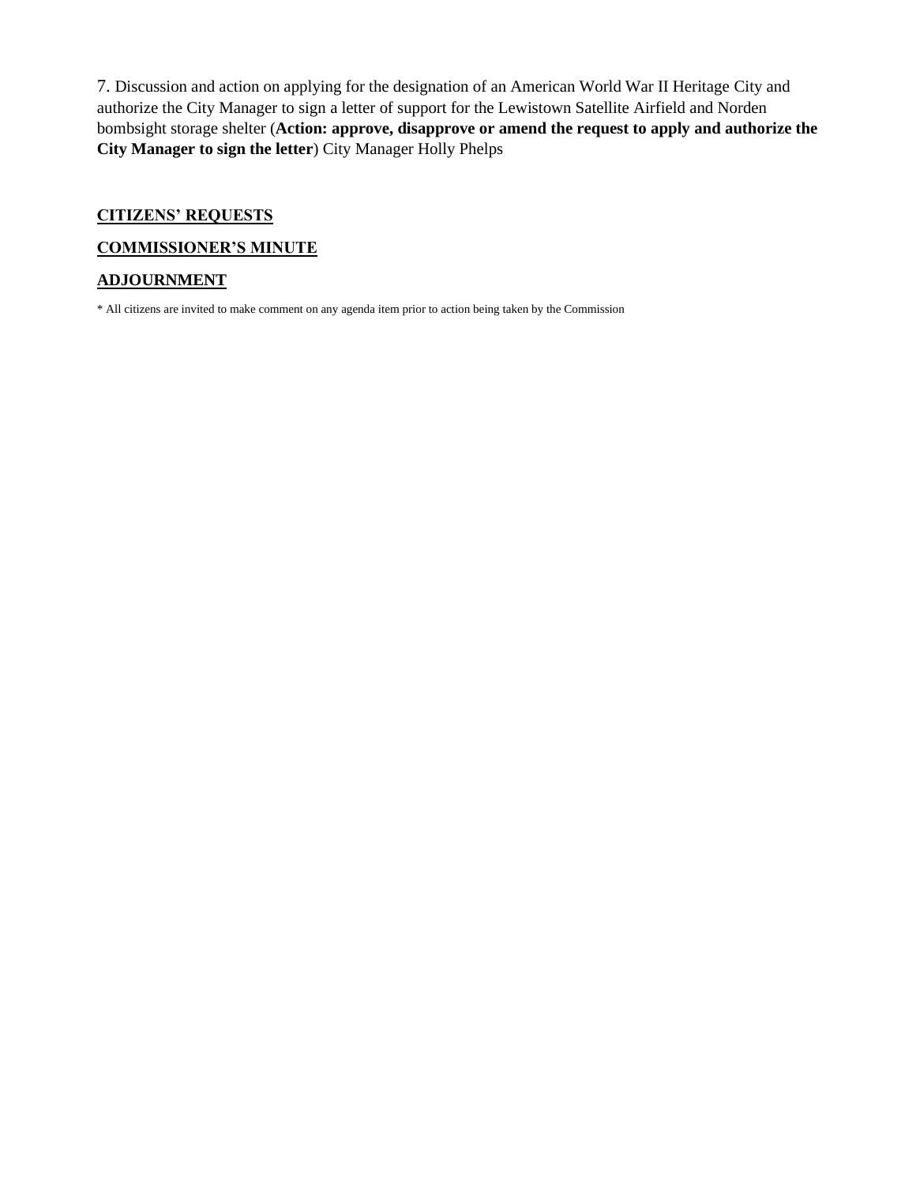7. Discussion and action on applying for the designation of an American World War II Heritage City and authorize the City Manager to sign a letter of support for the Lewistown Satellite Airfield and Norden bombsight storage shelter (**Action: approve, disapprove or amend the request to apply and authorize the City Manager to sign the letter**) City Manager Holly Phelps

**CITIZENS' REQUESTS**

**COMMISSIONER'S MINUTE**

**ADJOURNMENT**

* All citizens are invited to make comment on any agenda item prior to action being taken by the Commission